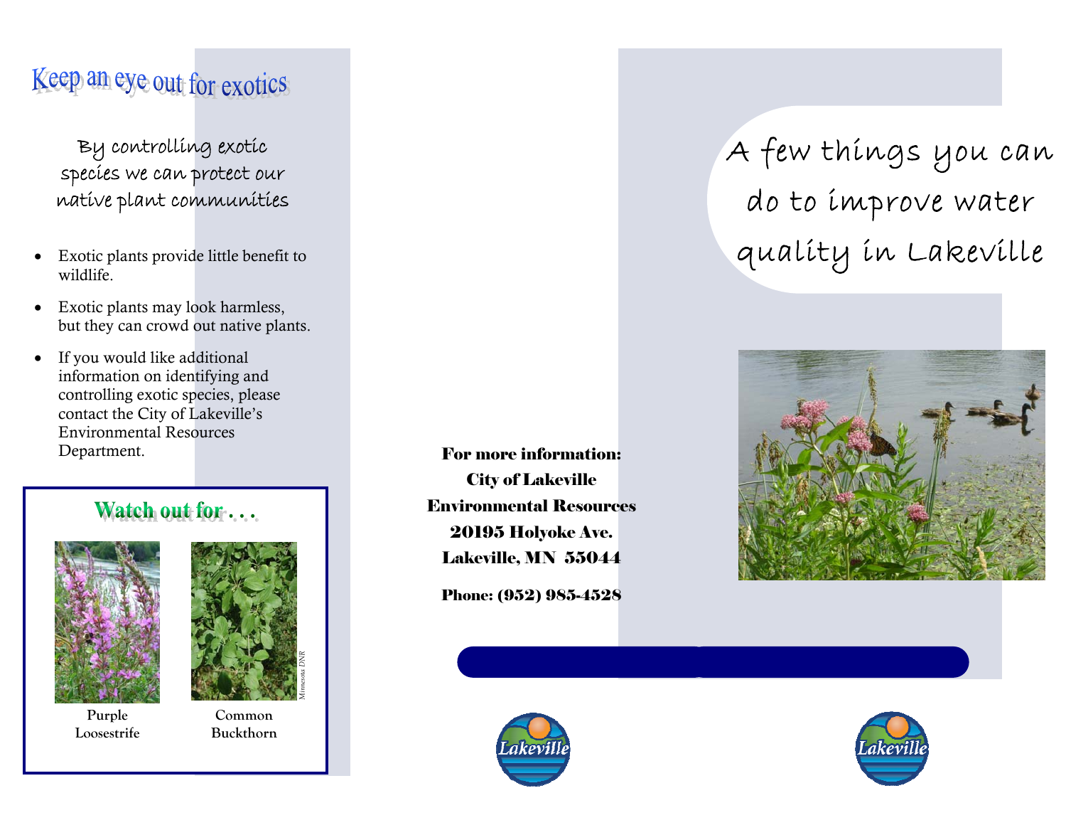# Keep an eye out for exotics

By controlling exotic species we can protect our native plant communities

- Exotic plants provide little benefit to wildlife.
- Exotic plants may look harmless, but they can crowd out native plants.
- If you would like additional information on identifying and controlling exotic species, please contact the City of Lakeville's Environmental Resources Department.

## Watch out for . . .

Purple Loosestrife

Common Buckthorn

*Minnesota DNR*

**For more information:**
**City of Lakeville**
**Environmental Resources**
**20195 Holyoke Ave.**
**Lakeville, MN 55044**

**Phone: (952) 985-4528**

Lakeville

# A few things you can do to improve water quality in Lakeville

Lakeville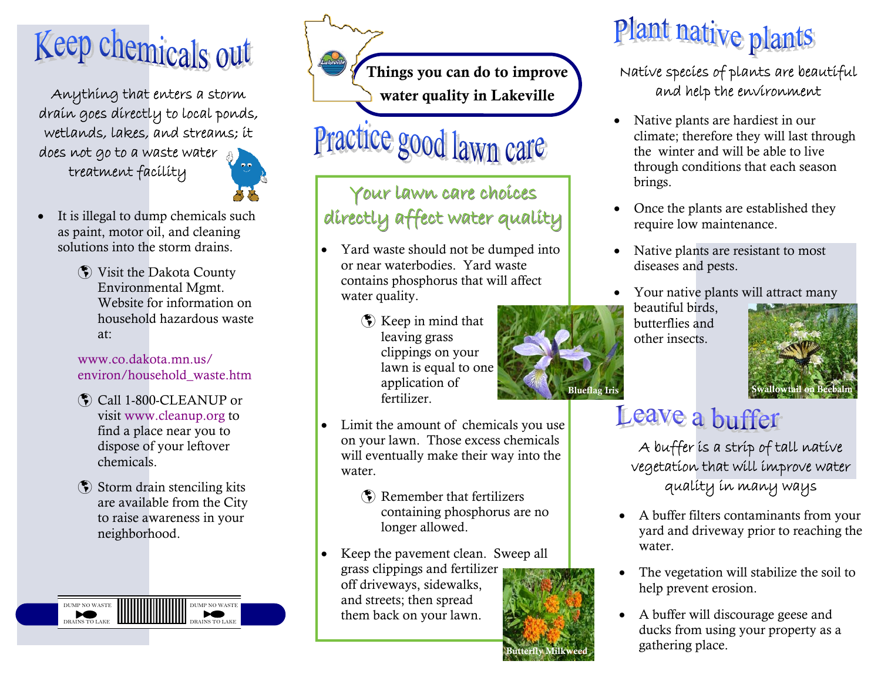# Keep chemicals out

Anything that enters a storm drain goes directly to local ponds, wetlands, lakes, and streams; it does not go to a waste water treatment facility

- It is illegal to dump chemicals such as paint, motor oil, and cleaning solutions into the storm drains.
  - Visit the Dakota County Environmental Mgmt. Website for information on household hazardous waste at:

    www.co.dakota.mn.us/environ/household_waste.htm

  - Call 1-800-CLEANUP or visit www.cleanup.org to find a place near you to dispose of your leftover chemicals.
  - Storm drain stenciling kits are available from the City to raise awareness in your neighborhood.

DUMP NO WASTE DRAINS TO LAKE

DUMP NO WASTE DRAINS TO LAKE

**Things you can do to improve water quality in Lakeville**

# Practice good lawn care

## Your lawn care choices directly affect water quality

- Yard waste should not be dumped into or near waterbodies. Yard waste contains phosphorus that will affect water quality.
  - Keep in mind that leaving grass clippings on your lawn is equal to one application of fertilizer.
- Limit the amount of chemicals you use on your lawn. Those excess chemicals will eventually make their way into the water.
  - Remember that fertilizers containing phosphorus are no longer allowed.
- Keep the pavement clean. Sweep all grass clippings and fertilizer off driveways, sidewalks, and streets; then spread them back on your lawn.

Blueflag Iris

Butterfly Milkweed

# Plant native plants

Native species of plants are beautiful and help the environment

- Native plants are hardiest in our climate; therefore they will last through the winter and will be able to live through conditions that each season brings.
- Once the plants are established they require low maintenance.
- Native plants are resistant to most diseases and pests.
- Your native plants will attract many beautiful birds, butterflies and other insects.

Swallowtail on Beebalm

# Leave a buffer

A buffer is a strip of tall native vegetation that will improve water quality in many ways

- A buffer filters contaminants from your yard and driveway prior to reaching the water.
- The vegetation will stabilize the soil to help prevent erosion.
- A buffer will discourage geese and ducks from using your property as a gathering place.